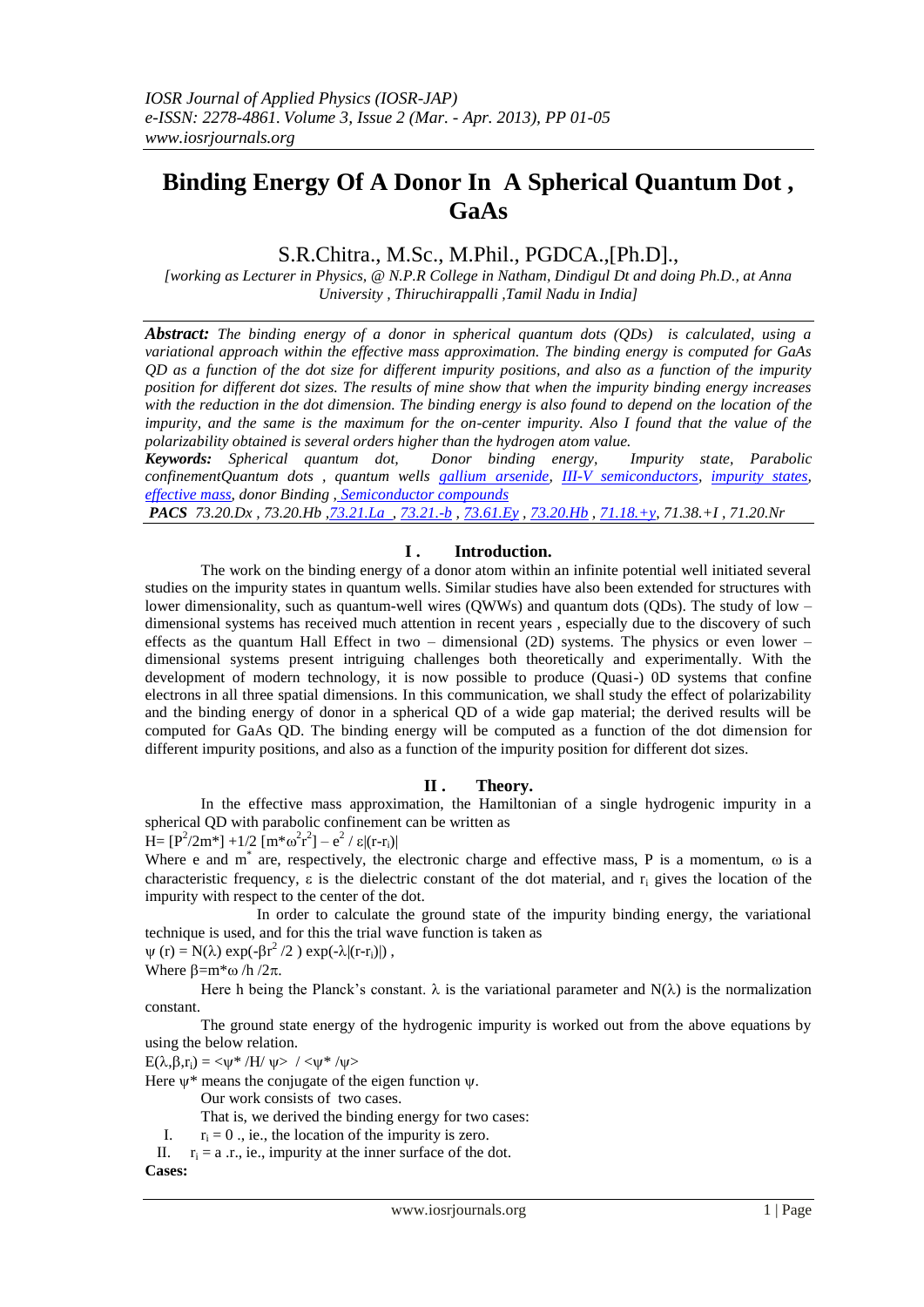# Binding Energy Of A Donor In A Spherical Quantum Dot , GaAs

S.R.Chitra., M.Sc., M.Phil., PGDCA.,[Ph.D].,

*[working as Lecturer in Physics, @ N.P.R College in Natham, Dindigul Dt and doing Ph.D., at Anna University , Thiruchirappalli ,Tamil Nadu in India]*

***Abstract:*** *The binding energy of a donor in spherical quantum dots (QDs) is calculated, using a variational approach within the effective mass approximation. The binding energy is computed for GaAs QD as a function of the dot size for different impurity positions, and also as a function of the impurity position for different dot sizes. The results of mine show that when the impurity binding energy increases with the reduction in the dot dimension. The binding energy is also found to depend on the location of the impurity, and the same is the maximum for the on-center impurity. Also I found that the value of the polarizability obtained is several orders higher than the hydrogen atom value.*

***Keywords:*** *Spherical quantum dot, Donor binding energy, Impurity state, Parabolic confinementQuantum dots , quantum wells gallium arsenide, III-V semiconductors, impurity states, effective mass, donor Binding , Semiconductor compounds*

***PACS*** *73.20.Dx , 73.20.Hb ,73.21.La , 73.21.-b , 73.61.Ey , 73.20.Hb , 71.18.+y, 71.38.+I , 71.20.Nr*

## I . Introduction.

The work on the binding energy of a donor atom within an infinite potential well initiated several studies on the impurity states in quantum wells. Similar studies have also been extended for structures with lower dimensionality, such as quantum-well wires (QWWs) and quantum dots (QDs). The study of low – dimensional systems has received much attention in recent years , especially due to the discovery of such effects as the quantum Hall Effect in two – dimensional (2D) systems. The physics or even lower – dimensional systems present intriguing challenges both theoretically and experimentally. With the development of modern technology, it is now possible to produce (Quasi-) 0D systems that confine electrons in all three spatial dimensions. In this communication, we shall study the effect of polarizability and the binding energy of donor in a spherical QD of a wide gap material; the derived results will be computed for GaAs QD. The binding energy will be computed as a function of the dot dimension for different impurity positions, and also as a function of the impurity position for different dot sizes.

## II . Theory.

In the effective mass approximation, the Hamiltonian of a single hydrogenic impurity in a spherical QD with parabolic confinement can be written as

$H= [P^2/2m^*] +1/2\ [m^*\omega^2 r^2] - e^2 / \varepsilon|(r-r_i)|$

Where e and $m^*$ are, respectively, the electronic charge and effective mass, P is a momentum, $\omega$ is a characteristic frequency, $\varepsilon$ is the dielectric constant of the dot material, and $r_i$ gives the location of the impurity with respect to the center of the dot.

In order to calculate the ground state of the impurity binding energy, the variational technique is used, and for this the trial wave function is taken as

$\psi (r) = N(\lambda) \exp(-\beta r^2 /2 ) \exp(-\lambda|(r-r_i)|)$ ,

Where $\beta=m^*\omega /h /2\pi$.

Here h being the Planck's constant. $\lambda$ is the variational parameter and $N(\lambda)$ is the normalization constant.

The ground state energy of the hydrogenic impurity is worked out from the above equations by using the below relation.

$E(\lambda,\beta,r_i) = <\psi^* /H/ \psi> / <\psi^* /\psi>$

Here $\psi^*$ means the conjugate of the eigen function $\psi$.

Our work consists of two cases.

That is, we derived the binding energy for two cases:

I. $r_i = 0$ ., ie., the location of the impurity is zero.

II. $r_i = a$ .r., ie., impurity at the inner surface of the dot.

**Cases:**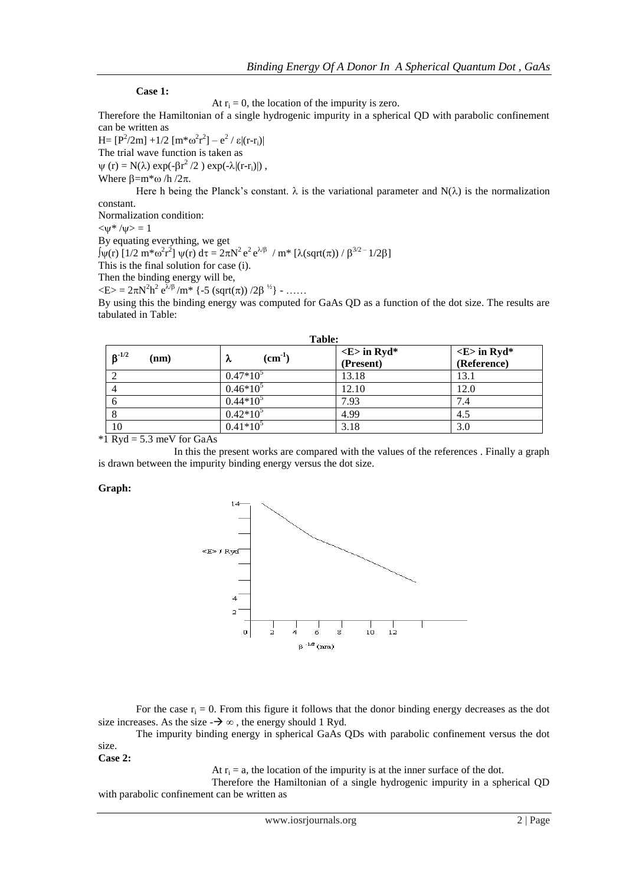**Case 1:**

At $r_i = 0$, the location of the impurity is zero.

Therefore the Hamiltonian of a single hydrogenic impurity in a spherical QD with parabolic confinement can be written as

$H= [P^2/2m] +1/2 [m^*\omega^2r^2] – e^2 / \varepsilon|(r-r_i)|$

The trial wave function is taken as

$\psi (r) = N(\lambda) \exp(-\beta r^2 /2 ) \exp(-\lambda|(r-r_i)|)$ ,

Where $\beta=m^*\omega /h /2\pi$.

Here h being the Planck's constant. $\lambda$ is the variational parameter and $N(\lambda)$ is the normalization constant.

Normalization condition:

$<\psi^* /\psi> = 1$

By equating everything, we get

$\int\psi(r) [1/2 m^*\omega^2r^2] \psi(r) d\tau = 2\pi N^2 e^2 e^{\lambda/\beta} / m^* [\lambda(\text{sqrt}(\pi)) / \beta^{3/2 -} 1/2\beta]$

This is the final solution for case (i).

Then the binding energy will be,

$<E> = 2\pi N^2h^2 e^{\lambda/\beta} /m^* \{-5 (\text{sqrt}(\pi)) /2\beta^{1/2}\}$ - ……

By using this the binding energy was computed for GaAs QD as a function of the dot size. The results are tabulated in Table:

**Table:**

| $\beta^{-1/2}$ (nm) | $\lambda$ ($cm^{-1}$) | <E> in Ryd* (Present) | <E> in Ryd* (Reference) |
|---|---|---|---|
| 2 | $0.47*10^5$ | 13.18 | 13.1 |
| 4 | $0.46*10^5$ | 12.10 | 12.0 |
| 6 | $0.44*10^5$ | 7.93 | 7.4 |
| 8 | $0.42*10^5$ | 4.99 | 4.5 |
| 10 | $0.41*10^5$ | 3.18 | 3.0 |

*1 Ryd = 5.3 meV for GaAs

In this the present works are compared with the values of the references . Finally a graph is drawn between the impurity binding energy versus the dot size.

**Graph:**

For the case $r_i = 0$. From this figure it follows that the donor binding energy decreases as the dot size increases. As the size -→ ∞ , the energy should 1 Ryd.

The impurity binding energy in spherical GaAs QDs with parabolic confinement versus the dot size.

**Case 2:**

At $r_i = a$, the location of the impurity is at the inner surface of the dot.

Therefore the Hamiltonian of a single hydrogenic impurity in a spherical QD with parabolic confinement can be written as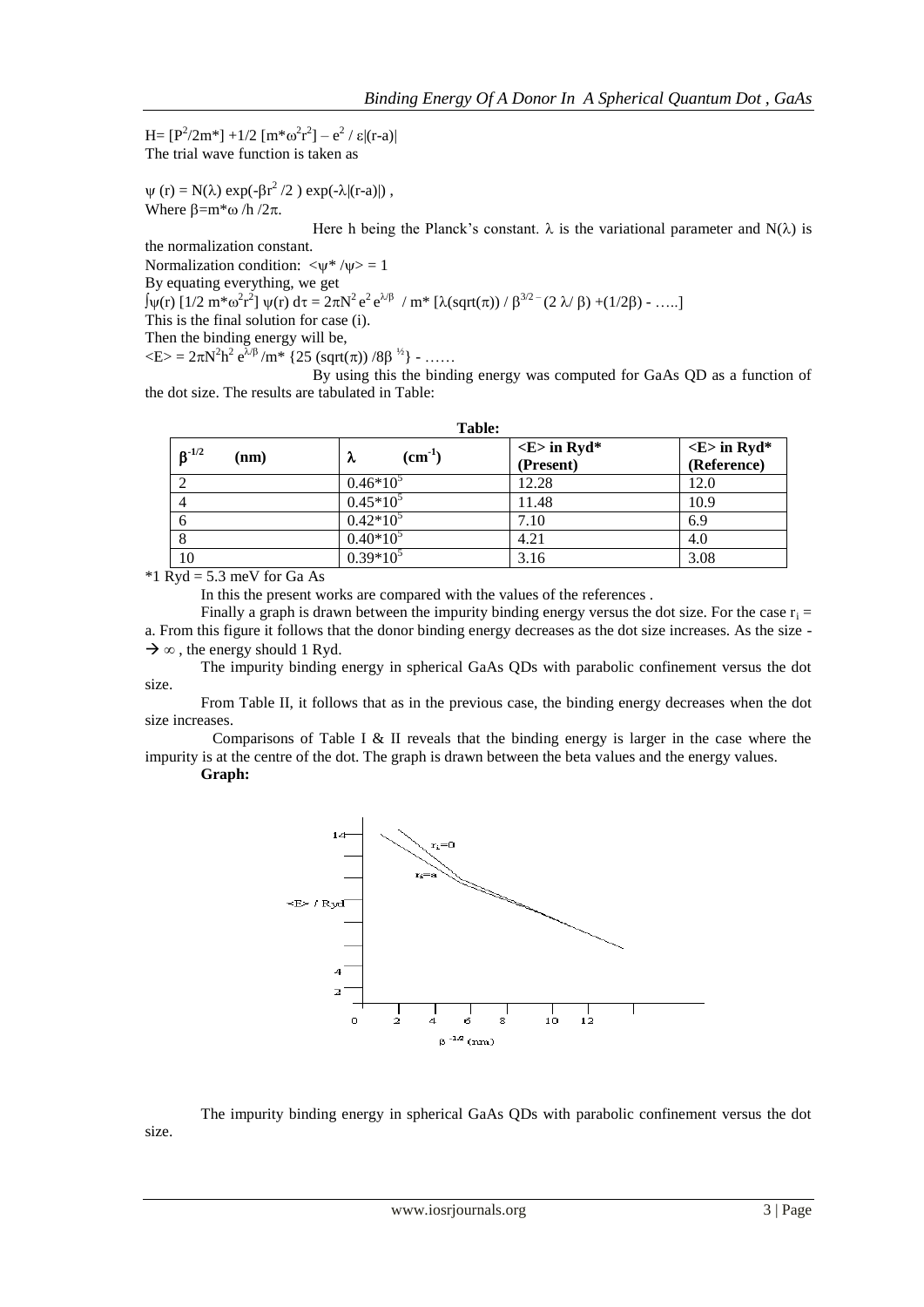$H= [P^2/2m^*] +1/2\ [m^*\omega^2r^2] - e^2 / \varepsilon|(r-a)|$

The trial wave function is taken as

$\psi(r) = N(\lambda) \exp(-\beta r^2 /2) \exp(-\lambda|(r-a)|)$,

Where $\beta=m^*\omega /h /2\pi$.

Here h being the Planck's constant. $\lambda$ is the variational parameter and $N(\lambda)$ is the normalization constant.

Normalization condition: $<\psi^* /\psi> = 1$

By equating everything, we get

$\int\psi(r) [1/2\ m^*\omega^2r^2]\ \psi(r)\ d\tau = 2\pi N^2 e^2 e^{\lambda/\beta} / m^* [\lambda(\mathrm{sqrt}(\pi)) / \beta^{3/2} - (2\ \lambda/ \beta) +(1/2\beta) - \ldots..]$

This is the final solution for case (i).

Then the binding energy will be,

$<E> = 2\pi N^2h^2 e^{\lambda/\beta} /m^* \{25\ (\mathrm{sqrt}(\pi)) /8\beta^{1/2}\} - \ldots\ldots$

By using this the binding energy was computed for GaAs QD as a function of the dot size. The results are tabulated in Table:

**Table:**

| $\beta^{-1/2}$ (nm) | $\lambda$ ($cm^{-1}$) | <E> in Ryd* (Present) | <E> in Ryd* (Reference) |
|---|---|---|---|
| 2 | $0.46*10^5$ | 12.28 | 12.0 |
| 4 | $0.45*10^5$ | 11.48 | 10.9 |
| 6 | $0.42*10^5$ | 7.10 | 6.9 |
| 8 | $0.40*10^5$ | 4.21 | 4.0 |
| 10 | $0.39*10^5$ | 3.16 | 3.08 |

*1 Ryd = 5.3 meV for Ga As

In this the present works are compared with the values of the references .

Finally a graph is drawn between the impurity binding energy versus the dot size. For the case $r_i = a$. From this figure it follows that the donor binding energy decreases as the dot size increases. As the size - $\rightarrow \infty$ , the energy should 1 Ryd.

The impurity binding energy in spherical GaAs QDs with parabolic confinement versus the dot size.

From Table II, it follows that as in the previous case, the binding energy decreases when the dot size increases.

Comparisons of Table I & II reveals that the binding energy is larger in the case where the impurity is at the centre of the dot. The graph is drawn between the beta values and the energy values.

**Graph:**

The impurity binding energy in spherical GaAs QDs with parabolic confinement versus the dot size.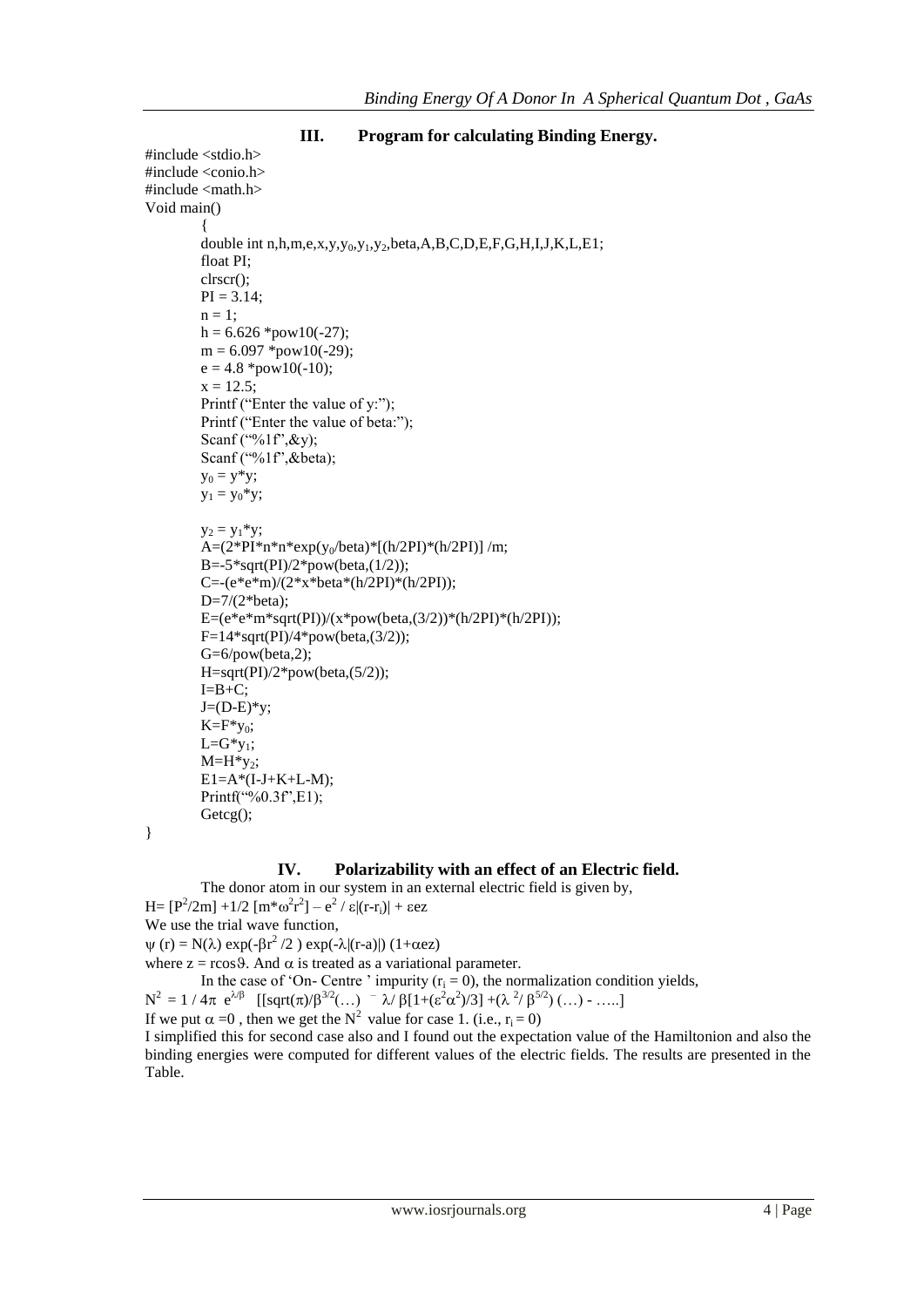## III. Program for calculating Binding Energy.

```
#include <stdio.h>
#include <conio.h>
#include <math.h>
Void main()
        {
        double int n,h,m,e,x,y,y0,y1,y2,beta,A,B,C,D,E,F,G,H,I,J,K,L,E1;
        float PI;
        clrscr();
        PI = 3.14;
        n = 1;
        h = 6.626 *pow10(-27);
        m = 6.097 *pow10(-29);
        e = 4.8 *pow10(-10);
        x = 12.5;
        Printf ("Enter the value of y:");
        Printf ("Enter the value of beta:");
        Scanf ("%1f",&y);
        Scanf ("%1f",&beta);
        y0 = y*y;
        y1 = y0*y;

        y2 = y1*y;
        A=(2*PI*n*n*exp(y0/beta)*[(h/2PI)*(h/2PI)] /m;
        B=-5*sqrt(PI)/2*pow(beta,(1/2));
        C=-(e*e*m)/(2*x*beta*(h/2PI)*(h/2PI));
        D=7/(2*beta);
        E=(e*e*m*sqrt(PI))/(x*pow(beta,(3/2))*(h/2PI)*(h/2PI));
        F=14*sqrt(PI)/4*pow(beta,(3/2));
        G=6/pow(beta,2);
        H=sqrt(PI)/2*pow(beta,(5/2));
        I=B+C;
        J=(D-E)*y;
        K=F*y0;
        L=G*y1;
        M=H*y2;
        E1=A*(I-J+K+L-M);
        Printf("%0.3f",E1);
        Getcg();
}
```

## IV. Polarizability with an effect of an Electric field.

The donor atom in our system in an external electric field is given by,

$$H= [P^2/2m] +1/2\ [m^*\omega^2 r^2] - e^2 / \varepsilon|(r-r_i)| + \varepsilon ez$$

We use the trial wave function,

$$\psi (r) = N(\lambda) \exp(-\beta r^2 /2 ) \exp(-\lambda|(r-a)|) (1+\alpha ez)$$

where $z = r\cos\vartheta$. And $\alpha$ is treated as a variational parameter.

In the case of 'On- Centre ' impurity ($r_i = 0$), the normalization condition yields,

$$N^2 = 1 / 4\pi\ e^{\lambda/\beta}\ [[\mathrm{sqrt}(\pi)/\beta^{3/2}(\ldots)\ ^{-}\ \lambda/\ \beta[1+(\varepsilon^2\alpha^2)/3] +(\lambda^2/\ \beta^{5/2}) (\ldots) - \ldots..]$$

If we put $\alpha = 0$ , then we get the $N^2$ value for case 1. (i.e., $r_i = 0$)

I simplified this for second case also and I found out the expectation value of the Hamiltonion and also the binding energies were computed for different values of the electric fields. The results are presented in the Table.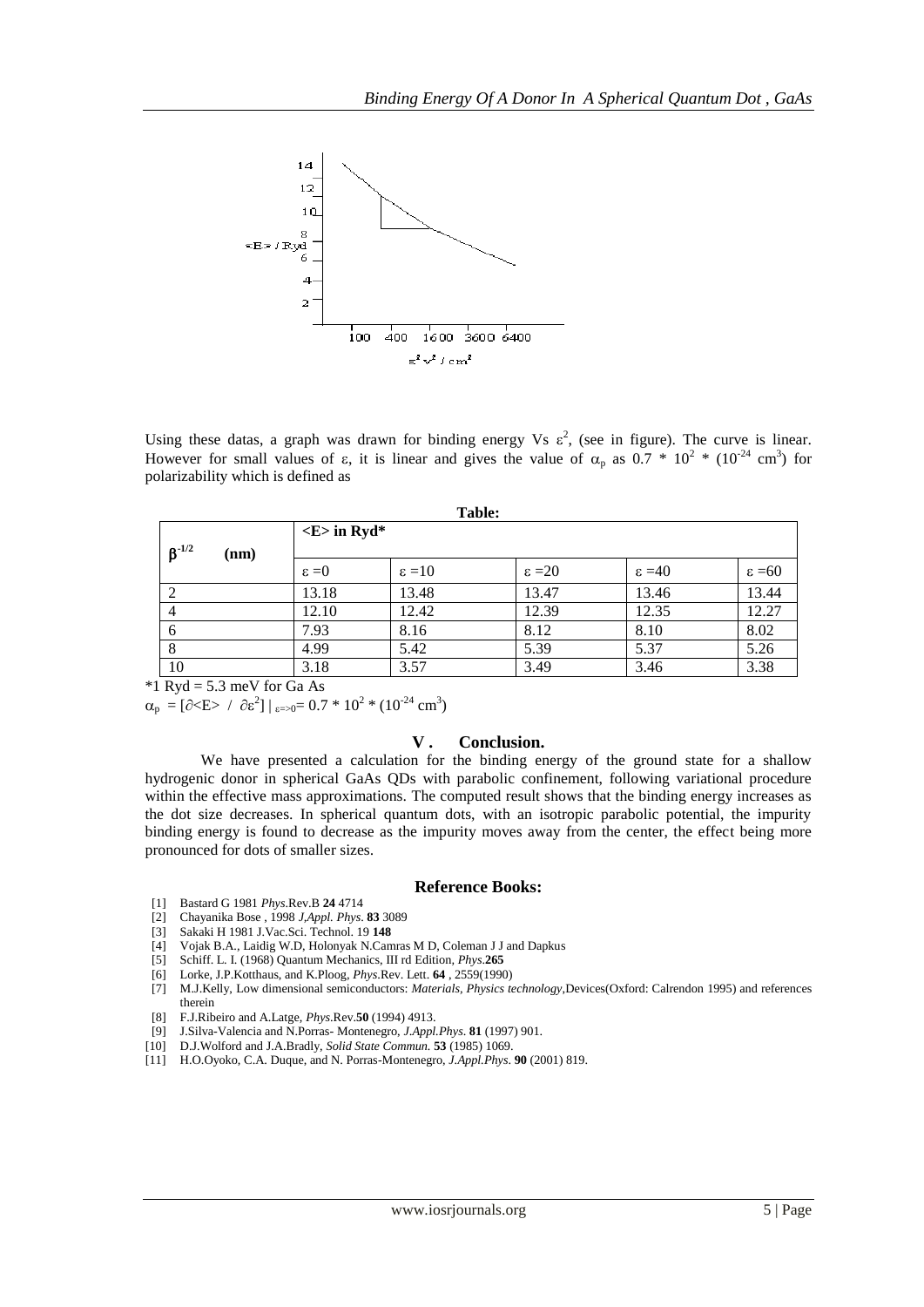14
12
10
8
<E> / Ryd
6
4
2
100 400 1600 3600 6400
$\varepsilon^2$ $v^2$ / cm$^2$

Using these datas, a graph was drawn for binding energy Vs $\varepsilon^2$, (see in figure). The curve is linear. However for small values of ε, it is linear and gives the value of $\alpha_p$ as $0.7 * 10^2 * (10^{-24}\ cm^3)$ for polarizability which is defined as

**Table:**

| $\beta^{-1/2}$ (nm) | <E> in Ryd* | | | | |
|---|---|---|---|---|---|
| | $\varepsilon = 0$ | $\varepsilon = 10$ | $\varepsilon = 20$ | $\varepsilon = 40$ | $\varepsilon = 60$ |
| 2 | 13.18 | 13.48 | 13.47 | 13.46 | 13.44 |
| 4 | 12.10 | 12.42 | 12.39 | 12.35 | 12.27 |
| 6 | 7.93 | 8.16 | 8.12 | 8.10 | 8.02 |
| 8 | 4.99 | 5.42 | 5.39 | 5.37 | 5.26 |
| 10 | 3.18 | 3.57 | 3.49 | 3.46 | 3.38 |

*1 Ryd = 5.3 meV for Ga As

$\alpha_p = [\partial\langle E\rangle\ /\ \partial\varepsilon^2]\,|_{\,\varepsilon \Rightarrow 0} = 0.7 * 10^2 * (10^{-24}\ cm^3)$

## V . Conclusion.

We have presented a calculation for the binding energy of the ground state for a shallow hydrogenic donor in spherical GaAs QDs with parabolic confinement, following variational procedure within the effective mass approximations. The computed result shows that the binding energy increases as the dot size decreases. In spherical quantum dots, with an isotropic parabolic potential, the impurity binding energy is found to decrease as the impurity moves away from the center, the effect being more pronounced for dots of smaller sizes.

## Reference Books:

[1] Bastard G 1981 *Phys*.Rev.B **24** 4714
[2] Chayanika Bose , 1998 *J,Appl. Phys*. **83** 3089
[3] Sakaki H 1981 J.Vac.Sci. Technol. 19 **148**
[4] Vojak B.A., Laidig W.D, Holonyak N.Camras M D, Coleman J J and Dapkus
[5] Schiff. L. I. (1968) Quantum Mechanics, III rd Edition, *Phys*.**265**
[6] Lorke, J.P.Kotthaus, and K.Ploog, *Phys*.Rev. Lett. **64** , 2559(1990)
[7] M.J.Kelly, Low dimensional semiconductors: *Materials, Physics technology*,Devices(Oxford: Calrendon 1995) and references therein
[8] F.J.Ribeiro and A.Latge, *Phys*.Rev.**50** (1994) 4913.
[9] J.Silva-Valencia and N.Porras- Montenegro, *J.Appl.Phys*. **81** (1997) 901.
[10] D.J.Wolford and J.A.Bradly, *Solid State Commun.* **53** (1985) 1069.
[11] H.O.Oyoko, C.A. Duque, and N. Porras-Montenegro, *J.Appl.Phys*. **90** (2001) 819.